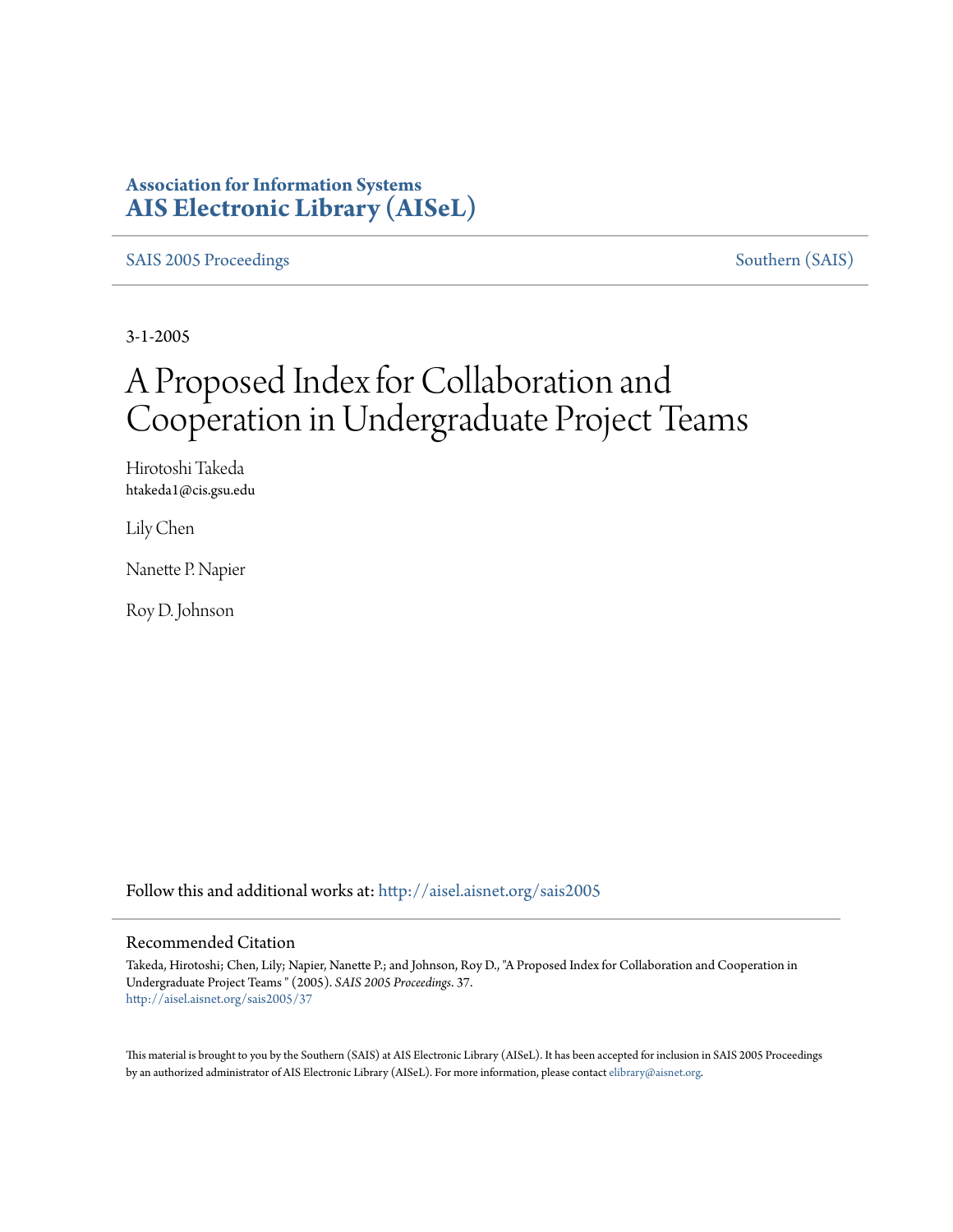**Association for Information Systems**
**AIS Electronic Library (AISeL)**

SAIS 2005 Proceedings | Southern (SAIS)

3-1-2005

# A Proposed Index for Collaboration and Cooperation in Undergraduate Project Teams

Hirotoshi Takeda
htakeda1@cis.gsu.edu

Lily Chen

Nanette P. Napier

Roy D. Johnson

Follow this and additional works at: http://aisel.aisnet.org/sais2005

## Recommended Citation

Takeda, Hirotoshi; Chen, Lily; Napier, Nanette P.; and Johnson, Roy D., "A Proposed Index for Collaboration and Cooperation in Undergraduate Project Teams " (2005). *SAIS 2005 Proceedings*. 37.
http://aisel.aisnet.org/sais2005/37

This material is brought to you by the Southern (SAIS) at AIS Electronic Library (AISeL). It has been accepted for inclusion in SAIS 2005 Proceedings by an authorized administrator of AIS Electronic Library (AISeL). For more information, please contact elibrary@aisnet.org.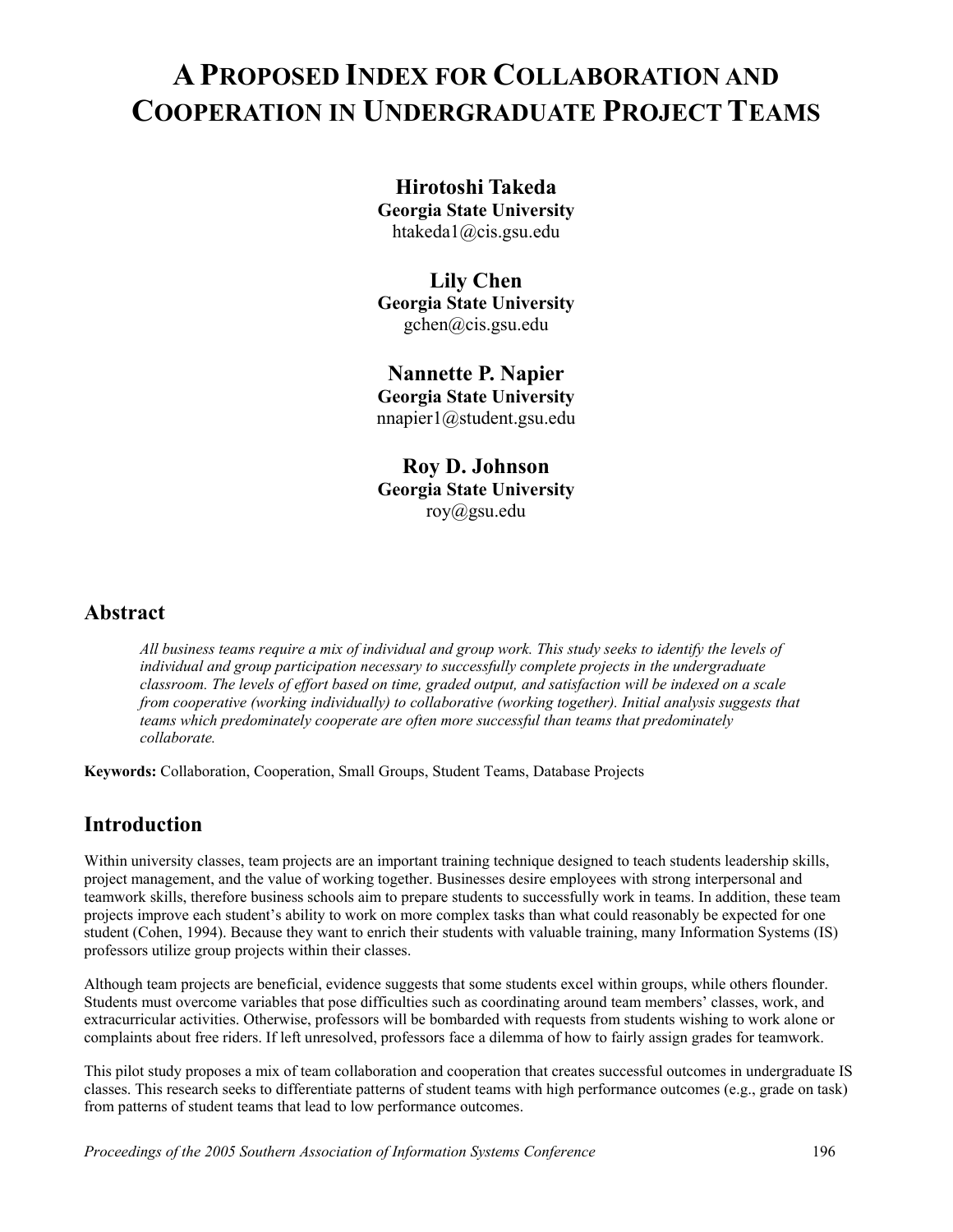# A Proposed Index for Collaboration and Cooperation in Undergraduate Project Teams

**Hirotoshi Takeda**
**Georgia State University**
htakeda1@cis.gsu.edu

**Lily Chen**
**Georgia State University**
gchen@cis.gsu.edu

**Nannette P. Napier**
**Georgia State University**
nnapier1@student.gsu.edu

**Roy D. Johnson**
**Georgia State University**
roy@gsu.edu

## Abstract

*All business teams require a mix of individual and group work. This study seeks to identify the levels of individual and group participation necessary to successfully complete projects in the undergraduate classroom. The levels of effort based on time, graded output, and satisfaction will be indexed on a scale from cooperative (working individually) to collaborative (working together). Initial analysis suggests that teams which predominately cooperate are often more successful than teams that predominately collaborate.*

**Keywords:** Collaboration, Cooperation, Small Groups, Student Teams, Database Projects

## Introduction

Within university classes, team projects are an important training technique designed to teach students leadership skills, project management, and the value of working together. Businesses desire employees with strong interpersonal and teamwork skills, therefore business schools aim to prepare students to successfully work in teams. In addition, these team projects improve each student's ability to work on more complex tasks than what could reasonably be expected for one student (Cohen, 1994). Because they want to enrich their students with valuable training, many Information Systems (IS) professors utilize group projects within their classes.

Although team projects are beneficial, evidence suggests that some students excel within groups, while others flounder. Students must overcome variables that pose difficulties such as coordinating around team members' classes, work, and extracurricular activities. Otherwise, professors will be bombarded with requests from students wishing to work alone or complaints about free riders. If left unresolved, professors face a dilemma of how to fairly assign grades for teamwork.

This pilot study proposes a mix of team collaboration and cooperation that creates successful outcomes in undergraduate IS classes. This research seeks to differentiate patterns of student teams with high performance outcomes (e.g., grade on task) from patterns of student teams that lead to low performance outcomes.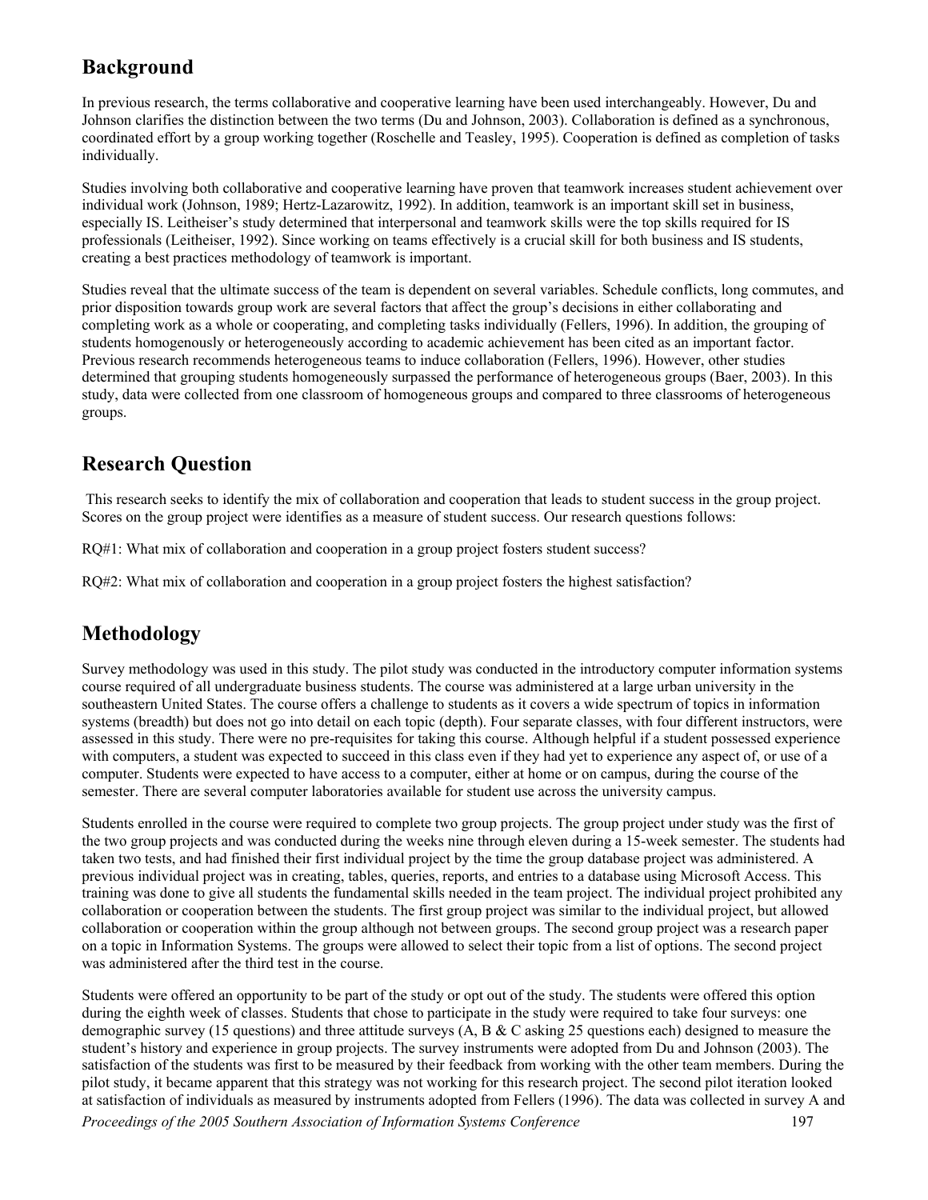## Background

In previous research, the terms collaborative and cooperative learning have been used interchangeably. However, Du and Johnson clarifies the distinction between the two terms (Du and Johnson, 2003). Collaboration is defined as a synchronous, coordinated effort by a group working together (Roschelle and Teasley, 1995). Cooperation is defined as completion of tasks individually.

Studies involving both collaborative and cooperative learning have proven that teamwork increases student achievement over individual work (Johnson, 1989; Hertz-Lazarowitz, 1992). In addition, teamwork is an important skill set in business, especially IS. Leitheiser's study determined that interpersonal and teamwork skills were the top skills required for IS professionals (Leitheiser, 1992). Since working on teams effectively is a crucial skill for both business and IS students, creating a best practices methodology of teamwork is important.

Studies reveal that the ultimate success of the team is dependent on several variables. Schedule conflicts, long commutes, and prior disposition towards group work are several factors that affect the group's decisions in either collaborating and completing work as a whole or cooperating, and completing tasks individually (Fellers, 1996). In addition, the grouping of students homogenously or heterogeneously according to academic achievement has been cited as an important factor. Previous research recommends heterogeneous teams to induce collaboration (Fellers, 1996). However, other studies determined that grouping students homogeneously surpassed the performance of heterogeneous groups (Baer, 2003). In this study, data were collected from one classroom of homogeneous groups and compared to three classrooms of heterogeneous groups.

## Research Question

This research seeks to identify the mix of collaboration and cooperation that leads to student success in the group project. Scores on the group project were identifies as a measure of student success. Our research questions follows:

RQ#1: What mix of collaboration and cooperation in a group project fosters student success?

RQ#2: What mix of collaboration and cooperation in a group project fosters the highest satisfaction?

## Methodology

Survey methodology was used in this study. The pilot study was conducted in the introductory computer information systems course required of all undergraduate business students. The course was administered at a large urban university in the southeastern United States. The course offers a challenge to students as it covers a wide spectrum of topics in information systems (breadth) but does not go into detail on each topic (depth). Four separate classes, with four different instructors, were assessed in this study. There were no pre-requisites for taking this course. Although helpful if a student possessed experience with computers, a student was expected to succeed in this class even if they had yet to experience any aspect of, or use of a computer. Students were expected to have access to a computer, either at home or on campus, during the course of the semester. There are several computer laboratories available for student use across the university campus.

Students enrolled in the course were required to complete two group projects. The group project under study was the first of the two group projects and was conducted during the weeks nine through eleven during a 15-week semester. The students had taken two tests, and had finished their first individual project by the time the group database project was administered. A previous individual project was in creating, tables, queries, reports, and entries to a database using Microsoft Access. This training was done to give all students the fundamental skills needed in the team project. The individual project prohibited any collaboration or cooperation between the students. The first group project was similar to the individual project, but allowed collaboration or cooperation within the group although not between groups. The second group project was a research paper on a topic in Information Systems. The groups were allowed to select their topic from a list of options. The second project was administered after the third test in the course.

Students were offered an opportunity to be part of the study or opt out of the study. The students were offered this option during the eighth week of classes. Students that chose to participate in the study were required to take four surveys: one demographic survey (15 questions) and three attitude surveys (A, B & C asking 25 questions each) designed to measure the student's history and experience in group projects. The survey instruments were adopted from Du and Johnson (2003). The satisfaction of the students was first to be measured by their feedback from working with the other team members. During the pilot study, it became apparent that this strategy was not working for this research project. The second pilot iteration looked at satisfaction of individuals as measured by instruments adopted from Fellers (1996). The data was collected in survey A and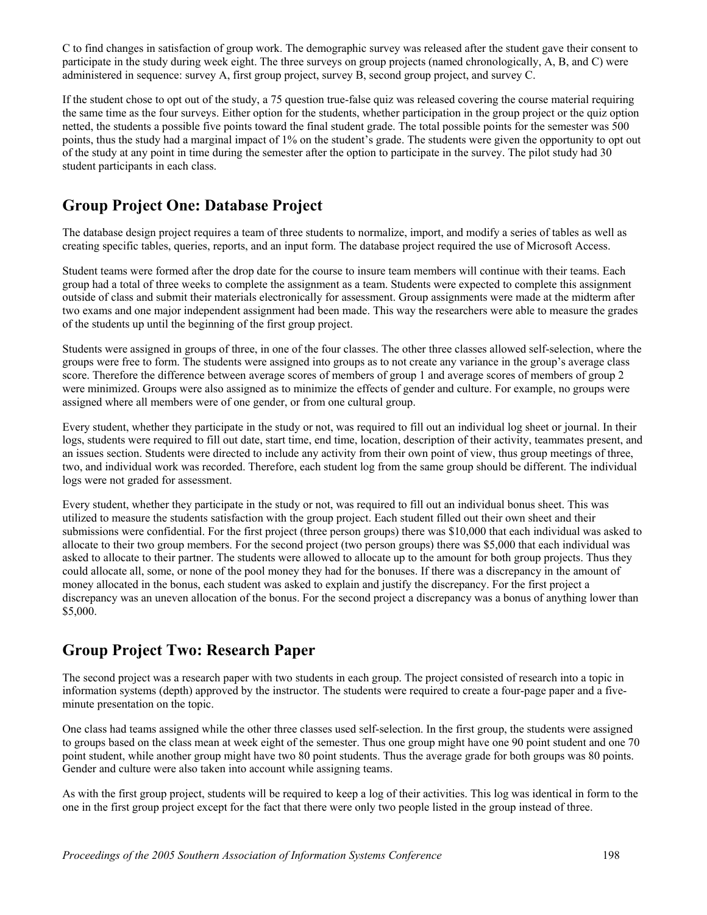C to find changes in satisfaction of group work. The demographic survey was released after the student gave their consent to participate in the study during week eight. The three surveys on group projects (named chronologically, A, B, and C) were administered in sequence: survey A, first group project, survey B, second group project, and survey C.

If the student chose to opt out of the study, a 75 question true-false quiz was released covering the course material requiring the same time as the four surveys. Either option for the students, whether participation in the group project or the quiz option netted, the students a possible five points toward the final student grade. The total possible points for the semester was 500 points, thus the study had a marginal impact of 1% on the student's grade. The students were given the opportunity to opt out of the study at any point in time during the semester after the option to participate in the survey. The pilot study had 30 student participants in each class.

## Group Project One: Database Project

The database design project requires a team of three students to normalize, import, and modify a series of tables as well as creating specific tables, queries, reports, and an input form. The database project required the use of Microsoft Access.

Student teams were formed after the drop date for the course to insure team members will continue with their teams. Each group had a total of three weeks to complete the assignment as a team. Students were expected to complete this assignment outside of class and submit their materials electronically for assessment. Group assignments were made at the midterm after two exams and one major independent assignment had been made. This way the researchers were able to measure the grades of the students up until the beginning of the first group project.

Students were assigned in groups of three, in one of the four classes. The other three classes allowed self-selection, where the groups were free to form. The students were assigned into groups as to not create any variance in the group's average class score. Therefore the difference between average scores of members of group 1 and average scores of members of group 2 were minimized. Groups were also assigned as to minimize the effects of gender and culture. For example, no groups were assigned where all members were of one gender, or from one cultural group.

Every student, whether they participate in the study or not, was required to fill out an individual log sheet or journal. In their logs, students were required to fill out date, start time, end time, location, description of their activity, teammates present, and an issues section. Students were directed to include any activity from their own point of view, thus group meetings of three, two, and individual work was recorded. Therefore, each student log from the same group should be different. The individual logs were not graded for assessment.

Every student, whether they participate in the study or not, was required to fill out an individual bonus sheet. This was utilized to measure the students satisfaction with the group project. Each student filled out their own sheet and their submissions were confidential. For the first project (three person groups) there was $10,000 that each individual was asked to allocate to their two group members. For the second project (two person groups) there was $5,000 that each individual was asked to allocate to their partner. The students were allowed to allocate up to the amount for both group projects. Thus they could allocate all, some, or none of the pool money they had for the bonuses. If there was a discrepancy in the amount of money allocated in the bonus, each student was asked to explain and justify the discrepancy. For the first project a discrepancy was an uneven allocation of the bonus. For the second project a discrepancy was a bonus of anything lower than $5,000.

## Group Project Two: Research Paper

The second project was a research paper with two students in each group. The project consisted of research into a topic in information systems (depth) approved by the instructor. The students were required to create a four-page paper and a five-minute presentation on the topic.

One class had teams assigned while the other three classes used self-selection. In the first group, the students were assigned to groups based on the class mean at week eight of the semester. Thus one group might have one 90 point student and one 70 point student, while another group might have two 80 point students. Thus the average grade for both groups was 80 points. Gender and culture were also taken into account while assigning teams.

As with the first group project, students will be required to keep a log of their activities. This log was identical in form to the one in the first group project except for the fact that there were only two people listed in the group instead of three.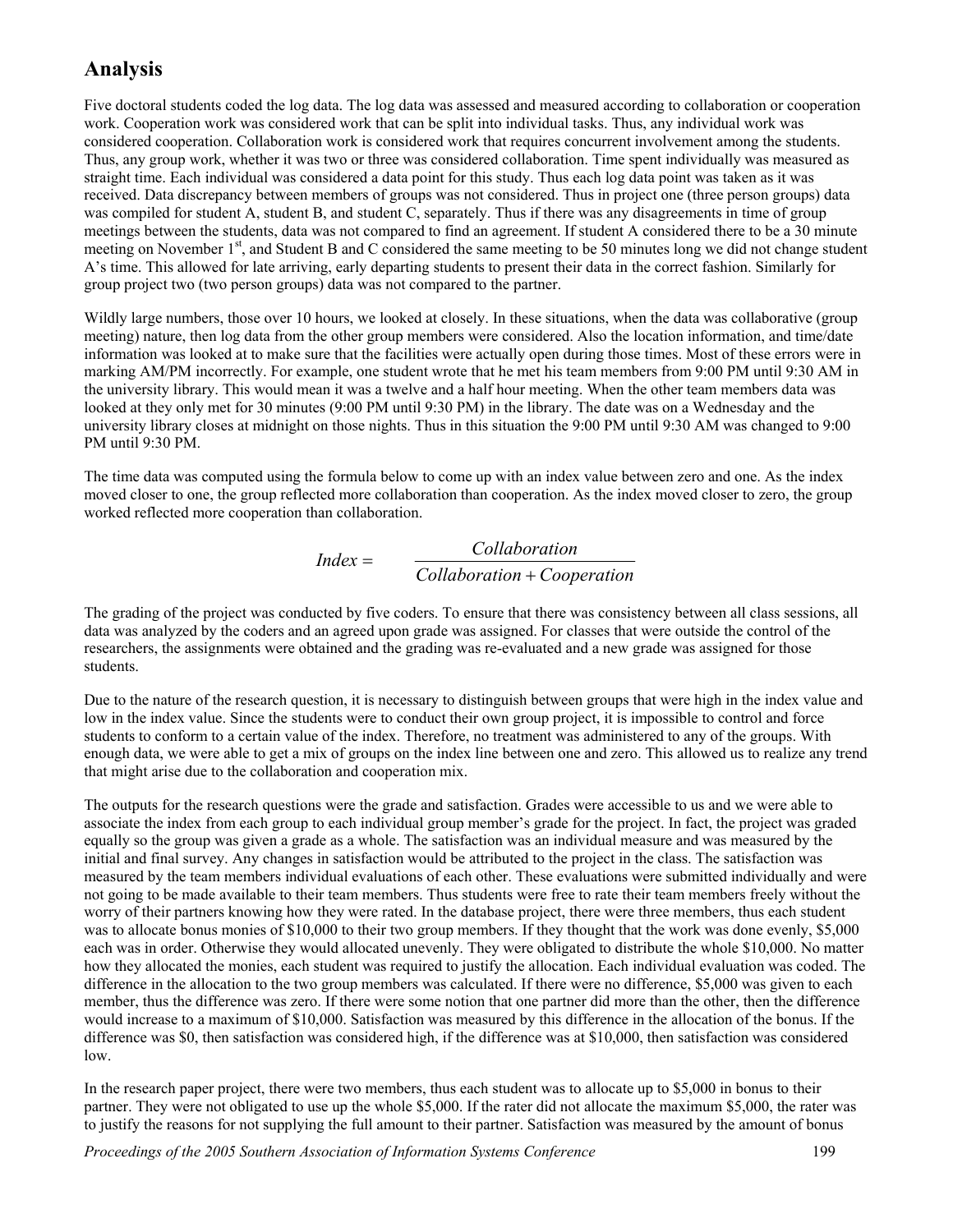## Analysis

Five doctoral students coded the log data. The log data was assessed and measured according to collaboration or cooperation work. Cooperation work was considered work that can be split into individual tasks. Thus, any individual work was considered cooperation. Collaboration work is considered work that requires concurrent involvement among the students. Thus, any group work, whether it was two or three was considered collaboration. Time spent individually was measured as straight time. Each individual was considered a data point for this study. Thus each log data point was taken as it was received. Data discrepancy between members of groups was not considered. Thus in project one (three person groups) data was compiled for student A, student B, and student C, separately. Thus if there was any disagreements in time of group meetings between the students, data was not compared to find an agreement. If student A considered there to be a 30 minute meeting on November 1st, and Student B and C considered the same meeting to be 50 minutes long we did not change student A's time. This allowed for late arriving, early departing students to present their data in the correct fashion. Similarly for group project two (two person groups) data was not compared to the partner.

Wildly large numbers, those over 10 hours, we looked at closely. In these situations, when the data was collaborative (group meeting) nature, then log data from the other group members were considered. Also the location information, and time/date information was looked at to make sure that the facilities were actually open during those times. Most of these errors were in marking AM/PM incorrectly. For example, one student wrote that he met his team members from 9:00 PM until 9:30 AM in the university library. This would mean it was a twelve and a half hour meeting. When the other team members data was looked at they only met for 30 minutes (9:00 PM until 9:30 PM) in the library. The date was on a Wednesday and the university library closes at midnight on those nights. Thus in this situation the 9:00 PM until 9:30 AM was changed to 9:00 PM until 9:30 PM.

The time data was computed using the formula below to come up with an index value between zero and one. As the index moved closer to one, the group reflected more collaboration than cooperation. As the index moved closer to zero, the group worked reflected more cooperation than collaboration.

$$Index = \frac{Collaboration}{Collaboration + Cooperation}$$

The grading of the project was conducted by five coders. To ensure that there was consistency between all class sessions, all data was analyzed by the coders and an agreed upon grade was assigned. For classes that were outside the control of the researchers, the assignments were obtained and the grading was re-evaluated and a new grade was assigned for those students.

Due to the nature of the research question, it is necessary to distinguish between groups that were high in the index value and low in the index value. Since the students were to conduct their own group project, it is impossible to control and force students to conform to a certain value of the index. Therefore, no treatment was administered to any of the groups. With enough data, we were able to get a mix of groups on the index line between one and zero. This allowed us to realize any trend that might arise due to the collaboration and cooperation mix.

The outputs for the research questions were the grade and satisfaction. Grades were accessible to us and we were able to associate the index from each group to each individual group member's grade for the project. In fact, the project was graded equally so the group was given a grade as a whole. The satisfaction was an individual measure and was measured by the initial and final survey. Any changes in satisfaction would be attributed to the project in the class. The satisfaction was measured by the team members individual evaluations of each other. These evaluations were submitted individually and were not going to be made available to their team members. Thus students were free to rate their team members freely without the worry of their partners knowing how they were rated. In the database project, there were three members, thus each student was to allocate bonus monies of $10,000 to their two group members. If they thought that the work was done evenly, $5,000 each was in order. Otherwise they would allocated unevenly. They were obligated to distribute the whole $10,000. No matter how they allocated the monies, each student was required to justify the allocation. Each individual evaluation was coded. The difference in the allocation to the two group members was calculated. If there were no difference, $5,000 was given to each member, thus the difference was zero. If there were some notion that one partner did more than the other, then the difference would increase to a maximum of $10,000. Satisfaction was measured by this difference in the allocation of the bonus. If the difference was $0, then satisfaction was considered high, if the difference was at $10,000, then satisfaction was considered low.

In the research paper project, there were two members, thus each student was to allocate up to $5,000 in bonus to their partner. They were not obligated to use up the whole $5,000. If the rater did not allocate the maximum $5,000, the rater was to justify the reasons for not supplying the full amount to their partner. Satisfaction was measured by the amount of bonus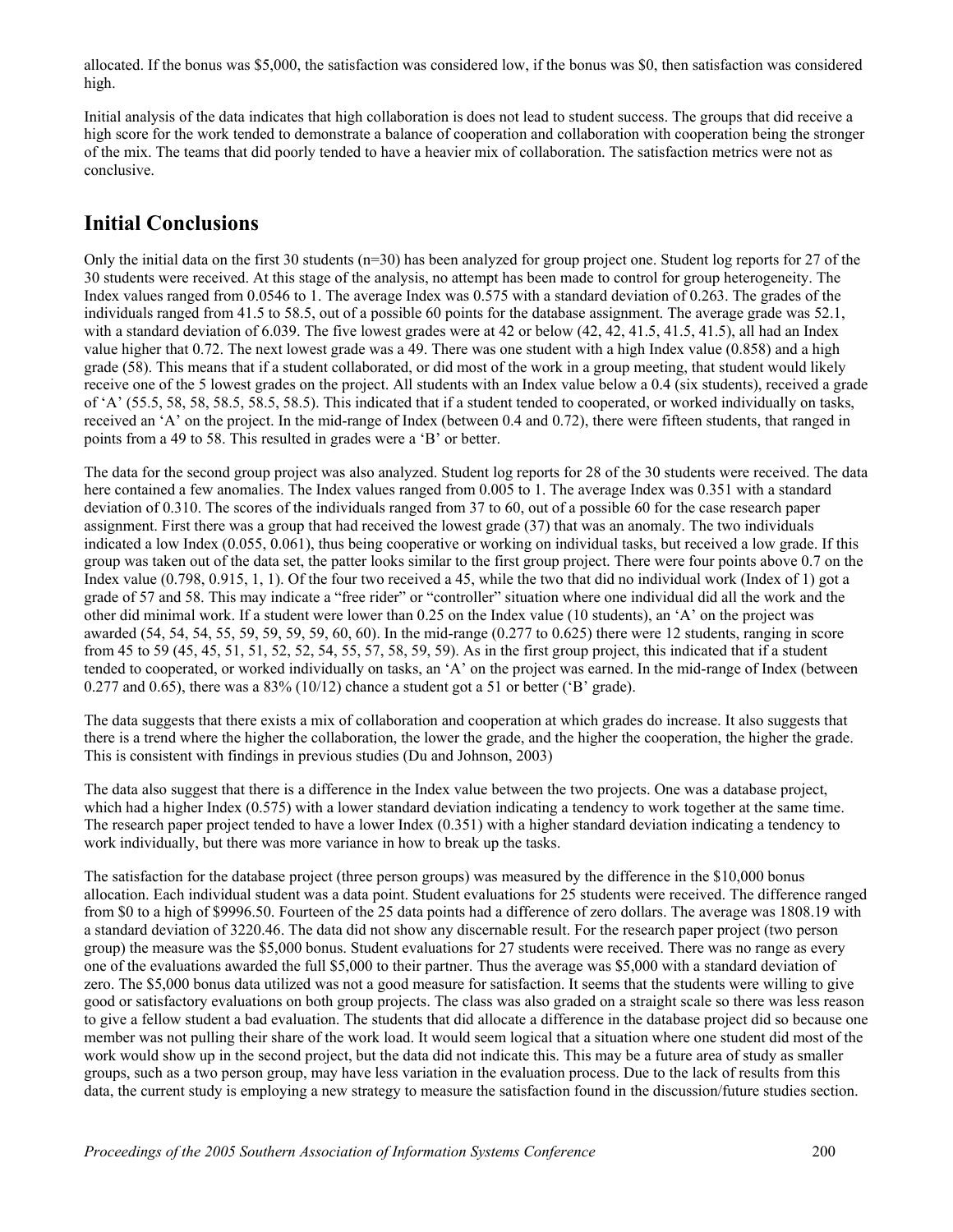allocated. If the bonus was $5,000, the satisfaction was considered low, if the bonus was $0, then satisfaction was considered high.

Initial analysis of the data indicates that high collaboration is does not lead to student success. The groups that did receive a high score for the work tended to demonstrate a balance of cooperation and collaboration with cooperation being the stronger of the mix. The teams that did poorly tended to have a heavier mix of collaboration. The satisfaction metrics were not as conclusive.

## Initial Conclusions

Only the initial data on the first 30 students (n=30) has been analyzed for group project one. Student log reports for 27 of the 30 students were received. At this stage of the analysis, no attempt has been made to control for group heterogeneity. The Index values ranged from 0.0546 to 1. The average Index was 0.575 with a standard deviation of 0.263. The grades of the individuals ranged from 41.5 to 58.5, out of a possible 60 points for the database assignment. The average grade was 52.1, with a standard deviation of 6.039. The five lowest grades were at 42 or below (42, 42, 41.5, 41.5, 41.5), all had an Index value higher that 0.72. The next lowest grade was a 49. There was one student with a high Index value (0.858) and a high grade (58). This means that if a student collaborated, or did most of the work in a group meeting, that student would likely receive one of the 5 lowest grades on the project. All students with an Index value below a 0.4 (six students), received a grade of 'A' (55.5, 58, 58, 58.5, 58.5, 58.5). This indicated that if a student tended to cooperated, or worked individually on tasks, received an 'A' on the project. In the mid-range of Index (between 0.4 and 0.72), there were fifteen students, that ranged in points from a 49 to 58. This resulted in grades were a 'B' or better.

The data for the second group project was also analyzed. Student log reports for 28 of the 30 students were received. The data here contained a few anomalies. The Index values ranged from 0.005 to 1. The average Index was 0.351 with a standard deviation of 0.310. The scores of the individuals ranged from 37 to 60, out of a possible 60 for the case research paper assignment. First there was a group that had received the lowest grade (37) that was an anomaly. The two individuals indicated a low Index (0.055, 0.061), thus being cooperative or working on individual tasks, but received a low grade. If this group was taken out of the data set, the patter looks similar to the first group project. There were four points above 0.7 on the Index value (0.798, 0.915, 1, 1). Of the four two received a 45, while the two that did no individual work (Index of 1) got a grade of 57 and 58. This may indicate a "free rider" or "controller" situation where one individual did all the work and the other did minimal work. If a student were lower than 0.25 on the Index value (10 students), an 'A' on the project was awarded (54, 54, 54, 55, 59, 59, 59, 59, 60, 60). In the mid-range (0.277 to 0.625) there were 12 students, ranging in score from 45 to 59 (45, 45, 51, 51, 52, 52, 54, 55, 57, 58, 59, 59). As in the first group project, this indicated that if a student tended to cooperated, or worked individually on tasks, an 'A' on the project was earned. In the mid-range of Index (between 0.277 and 0.65), there was a 83% (10/12) chance a student got a 51 or better ('B' grade).

The data suggests that there exists a mix of collaboration and cooperation at which grades do increase. It also suggests that there is a trend where the higher the collaboration, the lower the grade, and the higher the cooperation, the higher the grade. This is consistent with findings in previous studies (Du and Johnson, 2003)

The data also suggest that there is a difference in the Index value between the two projects. One was a database project, which had a higher Index (0.575) with a lower standard deviation indicating a tendency to work together at the same time. The research paper project tended to have a lower Index (0.351) with a higher standard deviation indicating a tendency to work individually, but there was more variance in how to break up the tasks.

The satisfaction for the database project (three person groups) was measured by the difference in the $10,000 bonus allocation. Each individual student was a data point. Student evaluations for 25 students were received. The difference ranged from $0 to a high of $9996.50. Fourteen of the 25 data points had a difference of zero dollars. The average was 1808.19 with a standard deviation of 3220.46. The data did not show any discernable result. For the research paper project (two person group) the measure was the $5,000 bonus. Student evaluations for 27 students were received. There was no range as every one of the evaluations awarded the full $5,000 to their partner. Thus the average was $5,000 with a standard deviation of zero. The $5,000 bonus data utilized was not a good measure for satisfaction. It seems that the students were willing to give good or satisfactory evaluations on both group projects. The class was also graded on a straight scale so there was less reason to give a fellow student a bad evaluation. The students that did allocate a difference in the database project did so because one member was not pulling their share of the work load. It would seem logical that a situation where one student did most of the work would show up in the second project, but the data did not indicate this. This may be a future area of study as smaller groups, such as a two person group, may have less variation in the evaluation process. Due to the lack of results from this data, the current study is employing a new strategy to measure the satisfaction found in the discussion/future studies section.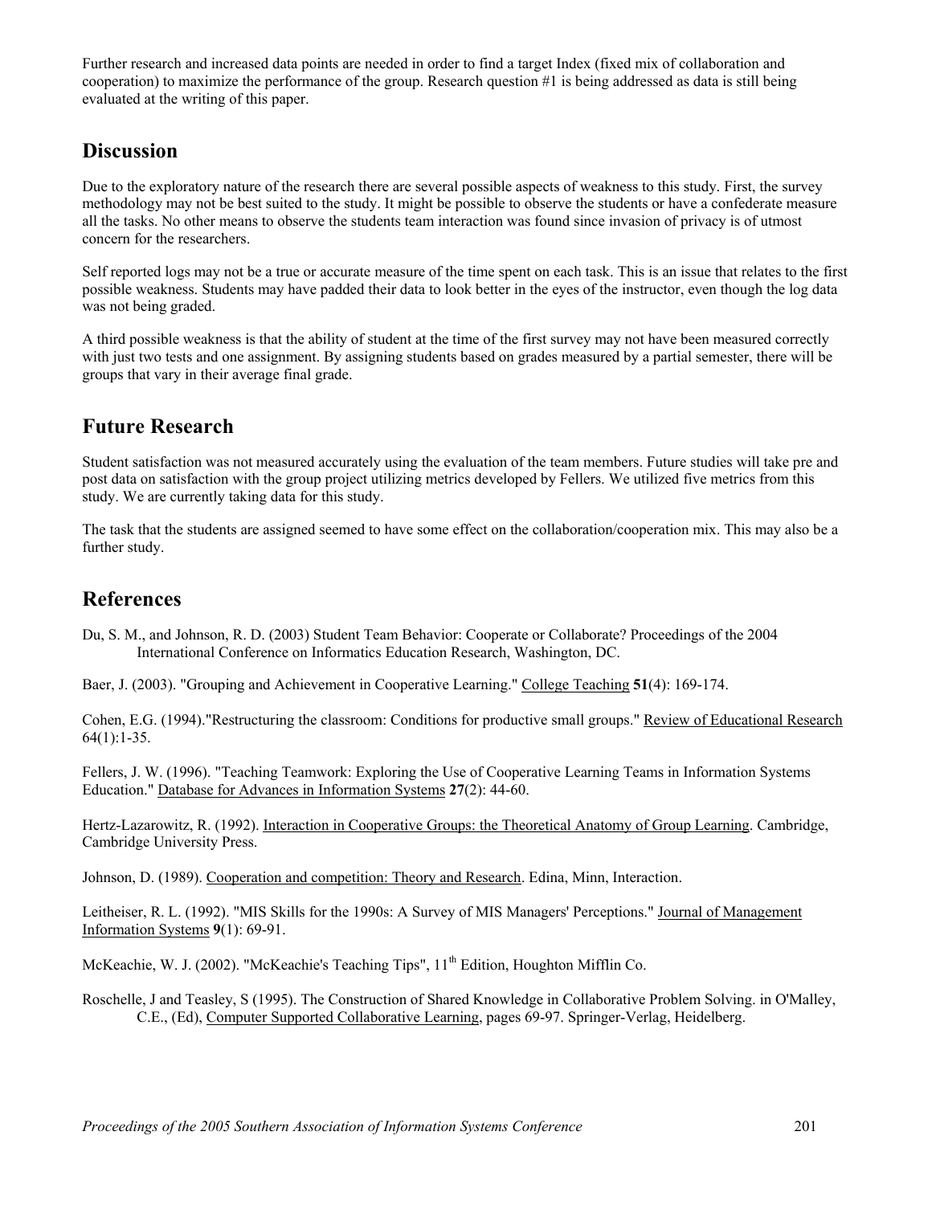Further research and increased data points are needed in order to find a target Index (fixed mix of collaboration and cooperation) to maximize the performance of the group. Research question #1 is being addressed as data is still being evaluated at the writing of this paper.

## Discussion

Due to the exploratory nature of the research there are several possible aspects of weakness to this study. First, the survey methodology may not be best suited to the study. It might be possible to observe the students or have a confederate measure all the tasks. No other means to observe the students team interaction was found since invasion of privacy is of utmost concern for the researchers.

Self reported logs may not be a true or accurate measure of the time spent on each task. This is an issue that relates to the first possible weakness. Students may have padded their data to look better in the eyes of the instructor, even though the log data was not being graded.

A third possible weakness is that the ability of student at the time of the first survey may not have been measured correctly with just two tests and one assignment. By assigning students based on grades measured by a partial semester, there will be groups that vary in their average final grade.

## Future Research

Student satisfaction was not measured accurately using the evaluation of the team members. Future studies will take pre and post data on satisfaction with the group project utilizing metrics developed by Fellers. We utilized five metrics from this study. We are currently taking data for this study.

The task that the students are assigned seemed to have some effect on the collaboration/cooperation mix. This may also be a further study.

## References

Du, S. M., and Johnson, R. D. (2003) Student Team Behavior: Cooperate or Collaborate? Proceedings of the 2004 International Conference on Informatics Education Research, Washington, DC.

Baer, J. (2003). "Grouping and Achievement in Cooperative Learning." College Teaching **51**(4): 169-174.

Cohen, E.G. (1994)."Restructuring the classroom: Conditions for productive small groups." Review of Educational Research 64(1):1-35.

Fellers, J. W. (1996). "Teaching Teamwork: Exploring the Use of Cooperative Learning Teams in Information Systems Education." Database for Advances in Information Systems **27**(2): 44-60.

Hertz-Lazarowitz, R. (1992). Interaction in Cooperative Groups: the Theoretical Anatomy of Group Learning. Cambridge, Cambridge University Press.

Johnson, D. (1989). Cooperation and competition: Theory and Research. Edina, Minn, Interaction.

Leitheiser, R. L. (1992). "MIS Skills for the 1990s: A Survey of MIS Managers' Perceptions." Journal of Management Information Systems **9**(1): 69-91.

McKeachie, W. J. (2002). "McKeachie's Teaching Tips", 11th Edition, Houghton Mifflin Co.

Roschelle, J and Teasley, S (1995). The Construction of Shared Knowledge in Collaborative Problem Solving. in O'Malley, C.E., (Ed), Computer Supported Collaborative Learning, pages 69-97. Springer-Verlag, Heidelberg.